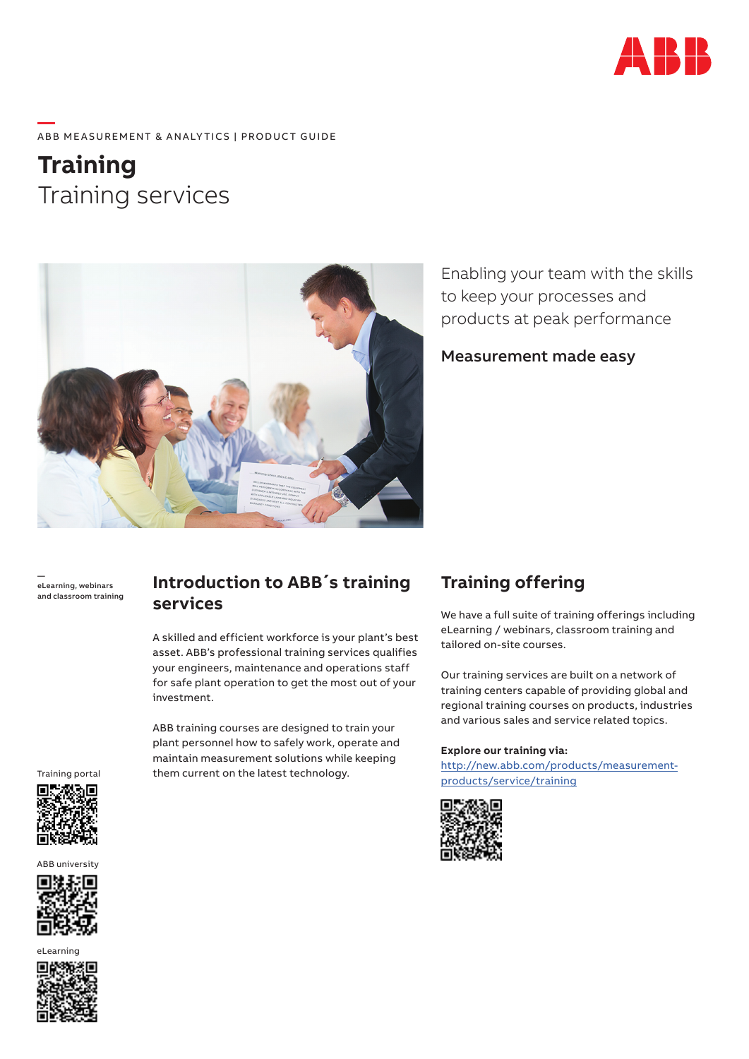ABB MEASUREMENT & ANALYTICS | PRODUCT GUIDE

# Training

## Training services

Enabling your team with the skills to keep your processes and products at peak performance

**Measurement made easy**

eLearning, webinars and classroom training

## Introduction to ABB´s training services

A skilled and efficient workforce is your plant's best asset. ABB's professional training services qualifies your engineers, maintenance and operations staff for safe plant operation to get the most out of your investment.

ABB training courses are designed to train your plant personnel how to safely work, operate and maintain measurement solutions while keeping them current on the latest technology.

## Training offering

We have a full suite of training offerings including eLearning / webinars, classroom training and tailored on-site courses.

Our training services are built on a network of training centers capable of providing global and regional training courses on products, industries and various sales and service related topics.

**Explore our training via:**
http://new.abb.com/products/measurement-products/service/training

Training portal

ABB university

eLearning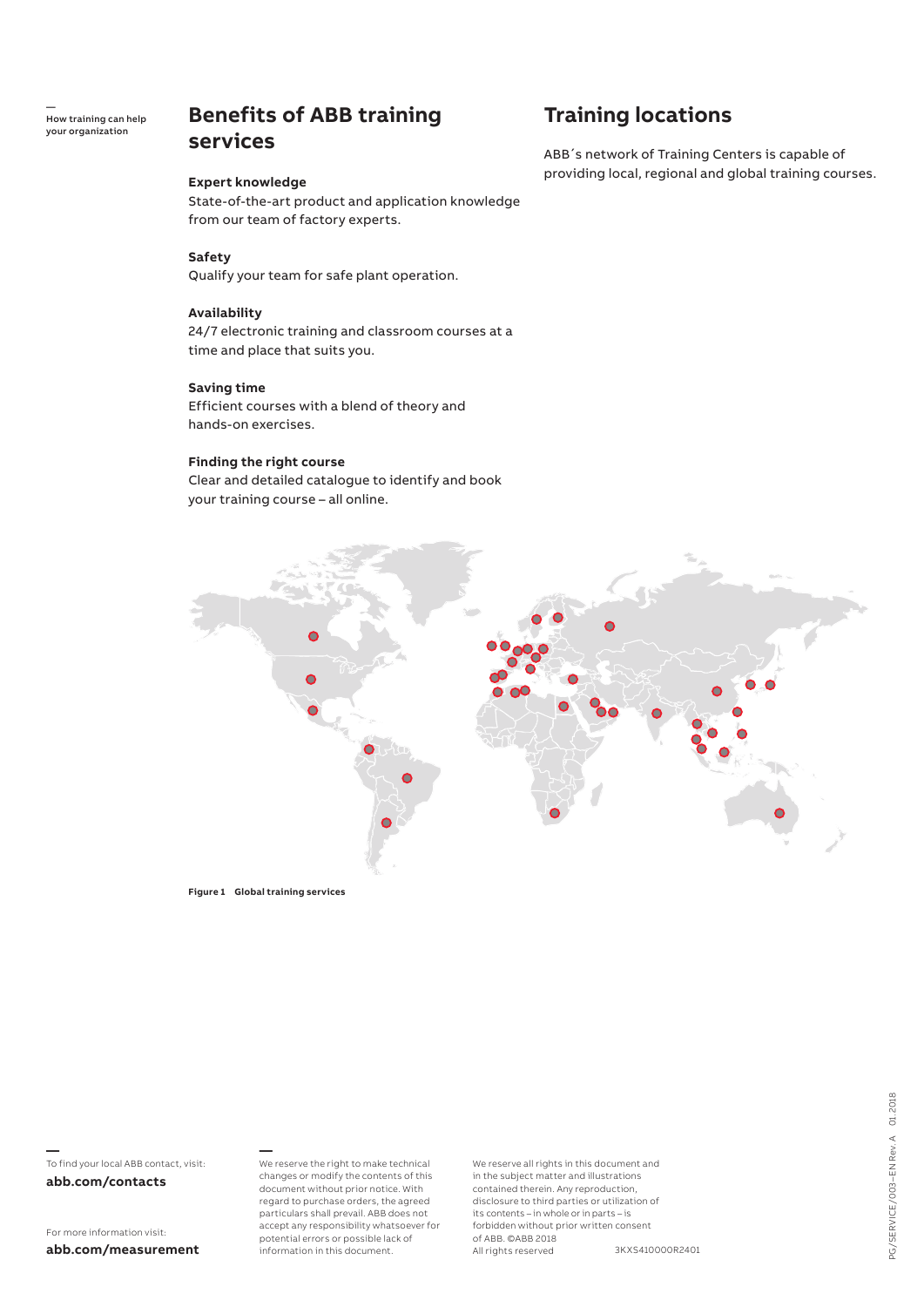How training can help your organization

## Benefits of ABB training services

**Expert knowledge**
State-of-the-art product and application knowledge from our team of factory experts.

**Safety**
Qualify your team for safe plant operation.

**Availability**
24/7 electronic training and classroom courses at a time and place that suits you.

**Saving time**
Efficient courses with a blend of theory and hands-on exercises.

**Finding the right course**
Clear and detailed catalogue to identify and book your training course – all online.

## Training locations

ABB´s network of Training Centers is capable of providing local, regional and global training courses.

**Figure 1 Global training services**

To find your local ABB contact, visit:
**abb.com/contacts**

For more information visit:
**abb.com/measurement**

We reserve the right to make technical changes or modify the contents of this document without prior notice. With regard to purchase orders, the agreed particulars shall prevail. ABB does not accept any responsibility whatsoever for potential errors or possible lack of information in this document.

We reserve all rights in this document and in the subject matter and illustrations contained therein. Any reproduction, disclosure to third parties or utilization of its contents – in whole or in parts – is forbidden without prior written consent of ABB. ©ABB 2018
All rights reserved

3KXS410000R2401

PG/SERVICE/003–EN Rev. A 01.2018